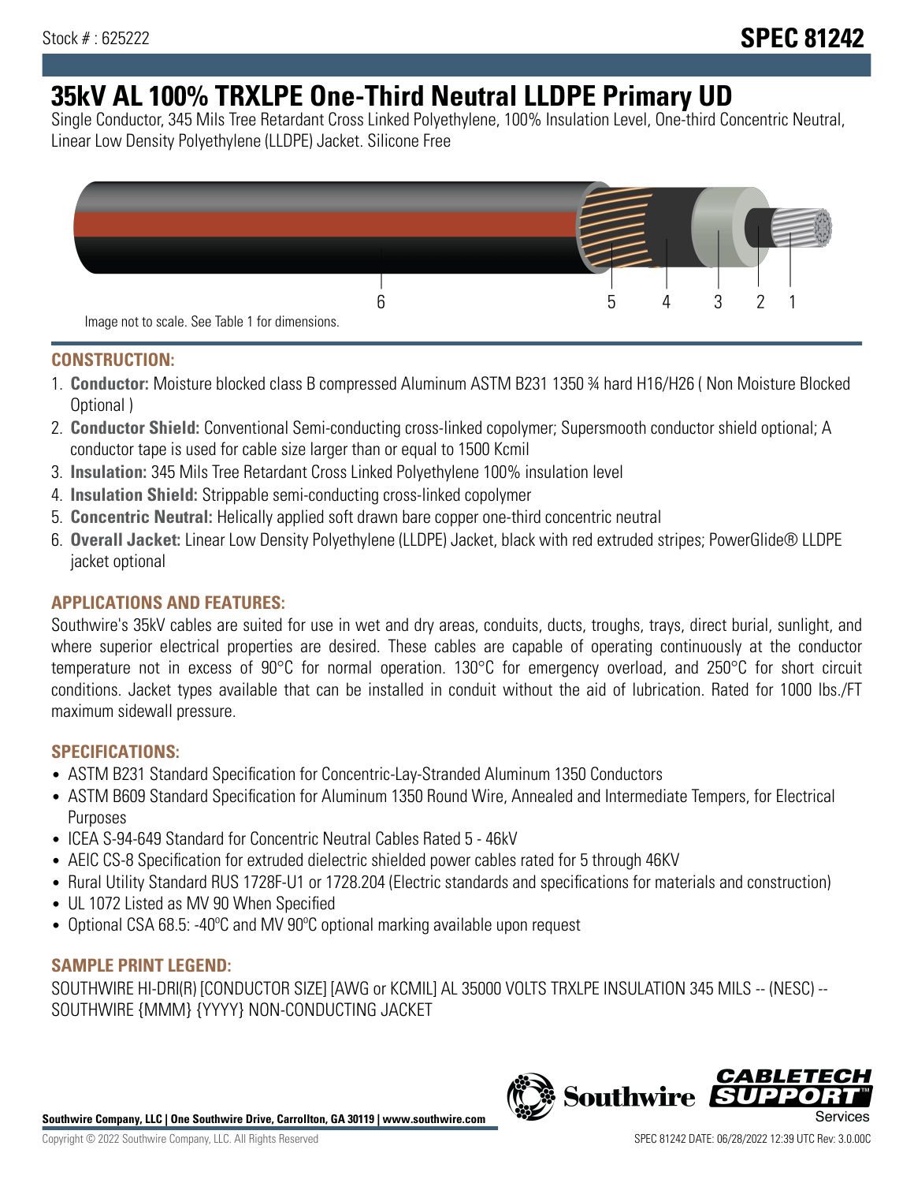Stock # : 625222

**SPEC 81242**

# 35kV AL 100% TRXLPE One-Third Neutral LLDPE Primary UD

Single Conductor, 345 Mils Tree Retardant Cross Linked Polyethylene, 100% Insulation Level, One-third Concentric Neutral, Linear Low Density Polyethylene (LLDPE) Jacket. Silicone Free

6 5 4 3 2 1

Image not to scale. See Table 1 for dimensions.

## CONSTRUCTION:

1. **Conductor:** Moisture blocked class B compressed Aluminum ASTM B231 1350 ¾ hard H16/H26 ( Non Moisture Blocked Optional )
2. **Conductor Shield:** Conventional Semi-conducting cross-linked copolymer; Supersmooth conductor shield optional; A conductor tape is used for cable size larger than or equal to 1500 Kcmil
3. **Insulation:** 345 Mils Tree Retardant Cross Linked Polyethylene 100% insulation level
4. **Insulation Shield:** Strippable semi-conducting cross-linked copolymer
5. **Concentric Neutral:** Helically applied soft drawn bare copper one-third concentric neutral
6. **Overall Jacket:** Linear Low Density Polyethylene (LLDPE) Jacket, black with red extruded stripes; PowerGlide® LLDPE jacket optional

## APPLICATIONS AND FEATURES:

Southwire's 35kV cables are suited for use in wet and dry areas, conduits, ducts, troughs, trays, direct burial, sunlight, and where superior electrical properties are desired. These cables are capable of operating continuously at the conductor temperature not in excess of 90°C for normal operation. 130°C for emergency overload, and 250°C for short circuit conditions. Jacket types available that can be installed in conduit without the aid of lubrication. Rated for 1000 lbs./FT maximum sidewall pressure.

## SPECIFICATIONS:

- ASTM B231 Standard Specification for Concentric-Lay-Stranded Aluminum 1350 Conductors
- ASTM B609 Standard Specification for Aluminum 1350 Round Wire, Annealed and Intermediate Tempers, for Electrical Purposes
- ICEA S-94-649 Standard for Concentric Neutral Cables Rated 5 - 46kV
- AEIC CS-8 Specification for extruded dielectric shielded power cables rated for 5 through 46KV
- Rural Utility Standard RUS 1728F-U1 or 1728.204 (Electric standards and specifications for materials and construction)
- UL 1072 Listed as MV 90 When Specified
- Optional CSA 68.5: -40ºC and MV 90ºC optional marking available upon request

## SAMPLE PRINT LEGEND:

SOUTHWIRE HI-DRI(R) [CONDUCTOR SIZE] [AWG or KCMIL] AL 35000 VOLTS TRXLPE INSULATION 345 MILS -- (NESC) -- SOUTHWIRE {MMM} {YYYY} NON-CONDUCTING JACKET

**Southwire Company, LLC | One Southwire Drive, Carrollton, GA 30119 | www.southwire.com**

Copyright © 2022 Southwire Company, LLC. All Rights Reserved

SPEC 81242 DATE: 06/28/2022 12:39 UTC Rev: 3.0.00C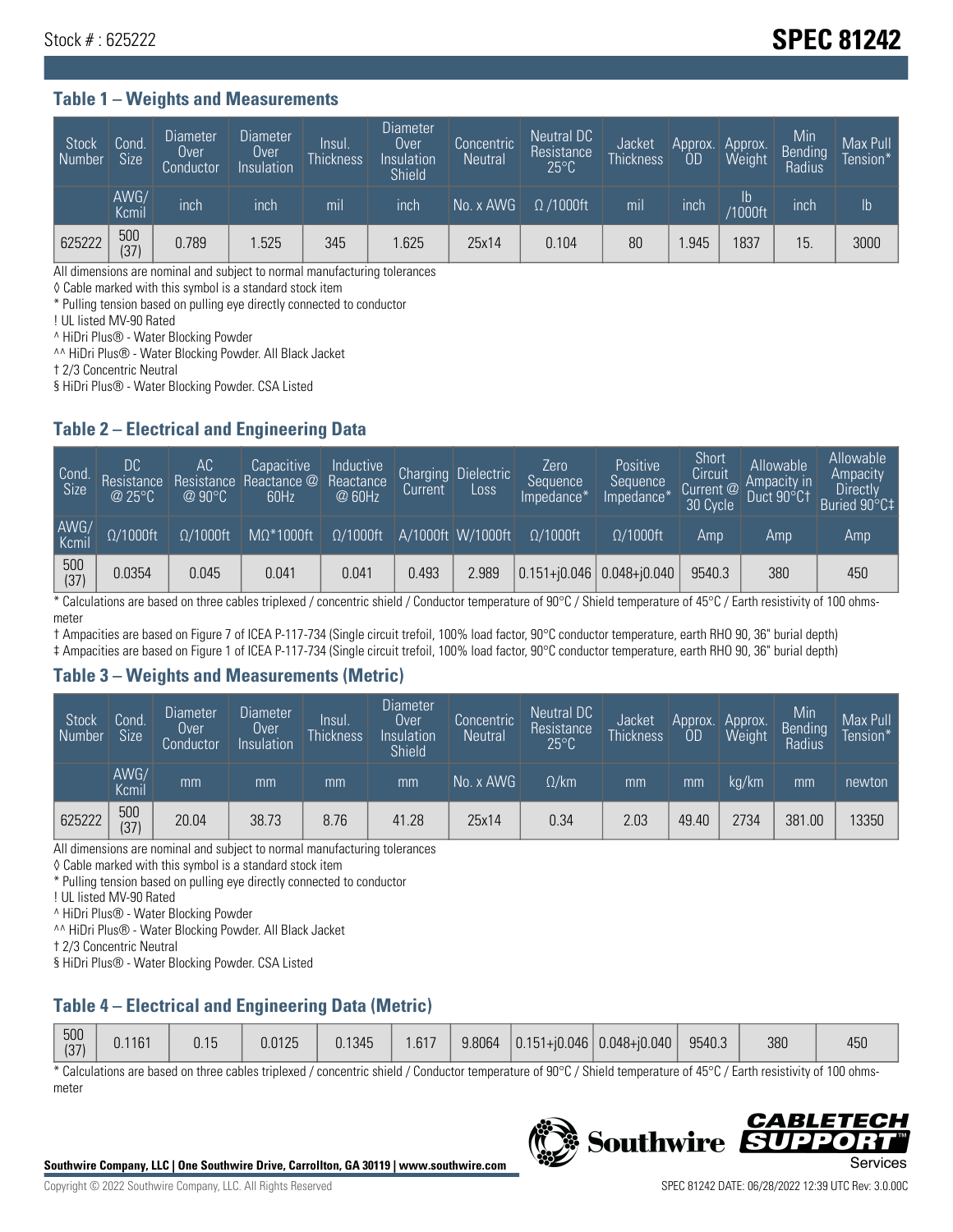Stock # : 625222

# SPEC 81242

## Table 1 – Weights and Measurements

| Stock Number | Cond. Size | Diameter Over Conductor | Diameter Over Insulation | Insul. Thickness | Diameter Over Insulation Shield | Concentric Neutral | Neutral DC Resistance 25°C | Jacket Thickness | Approx. OD | Approx. Weight | Min Bending Radius | Max Pull Tension* |
|---|---|---|---|---|---|---|---|---|---|---|---|---|
| | AWG/ Kcmil | inch | inch | mil | inch | No. x AWG | Ω /1000ft | mil | inch | lb /1000ft | inch | lb |
| 625222 | 500 (37) | 0.789 | 1.525 | 345 | 1.625 | 25x14 | 0.104 | 80 | 1.945 | 1837 | 15. | 3000 |

All dimensions are nominal and subject to normal manufacturing tolerances

◊ Cable marked with this symbol is a standard stock item

* Pulling tension based on pulling eye directly connected to conductor

! UL listed MV-90 Rated

^ HiDri Plus® - Water Blocking Powder

^^ HiDri Plus® - Water Blocking Powder. All Black Jacket

† 2/3 Concentric Neutral

§ HiDri Plus® - Water Blocking Powder. CSA Listed

## Table 2 – Electrical and Engineering Data

| Cond. Size | DC Resistance @ 25°C | AC Resistance @ 90°C | Capacitive Reactance @ 60Hz | Inductive Reactance @ 60Hz | Charging Current | Dielectric Loss | Zero Sequence Impedance* | Positive Sequence Impedance* | Short Circuit Current @ 30 Cycle | Allowable Ampacity in Duct 90°C† | Allowable Ampacity Directly Buried 90°C‡ |
|---|---|---|---|---|---|---|---|---|---|---|---|
| AWG/ Kcmil | Ω/1000ft | Ω/1000ft | MΩ*1000ft | Ω/1000ft | A/1000ft | W/1000ft | Ω/1000ft | Ω/1000ft | Amp | Amp | Amp |
| 500 (37) | 0.0354 | 0.045 | 0.041 | 0.041 | 0.493 | 2.989 | 0.151+j0.046 | 0.048+j0.040 | 9540.3 | 380 | 450 |

* Calculations are based on three cables triplexed / concentric shield / Conductor temperature of 90°C / Shield temperature of 45°C / Earth resistivity of 100 ohms-meter

† Ampacities are based on Figure 7 of ICEA P-117-734 (Single circuit trefoil, 100% load factor, 90°C conductor temperature, earth RHO 90, 36" burial depth)

‡ Ampacities are based on Figure 1 of ICEA P-117-734 (Single circuit trefoil, 100% load factor, 90°C conductor temperature, earth RHO 90, 36" burial depth)

## Table 3 – Weights and Measurements (Metric)

| Stock Number | Cond. Size | Diameter Over Conductor | Diameter Over Insulation | Insul. Thickness | Diameter Over Insulation Shield | Concentric Neutral | Neutral DC Resistance 25°C | Jacket Thickness | Approx. OD | Approx. Weight | Min Bending Radius | Max Pull Tension* |
|---|---|---|---|---|---|---|---|---|---|---|---|---|
| | AWG/ Kcmil | mm | mm | mm | mm | No. x AWG | Ω/km | mm | mm | kg/km | mm | newton |
| 625222 | 500 (37) | 20.04 | 38.73 | 8.76 | 41.28 | 25x14 | 0.34 | 2.03 | 49.40 | 2734 | 381.00 | 13350 |

All dimensions are nominal and subject to normal manufacturing tolerances

◊ Cable marked with this symbol is a standard stock item

* Pulling tension based on pulling eye directly connected to conductor

! UL listed MV-90 Rated

^ HiDri Plus® - Water Blocking Powder

^^ HiDri Plus® - Water Blocking Powder. All Black Jacket

† 2/3 Concentric Neutral

§ HiDri Plus® - Water Blocking Powder. CSA Listed

## Table 4 – Electrical and Engineering Data (Metric)

| | | | | | | | | | | | |
|---|---|---|---|---|---|---|---|---|---|---|---|
| 500 (37) | 0.1161 | 0.15 | 0.0125 | 0.1345 | 1.617 | 9.8064 | 0.151+j0.046 | 0.048+j0.040 | 9540.3 | 380 | 450 |

* Calculations are based on three cables triplexed / concentric shield / Conductor temperature of 90°C / Shield temperature of 45°C / Earth resistivity of 100 ohms-meter

**Southwire Company, LLC | One Southwire Drive, Carrollton, GA 30119 | www.southwire.com**

Copyright © 2022 Southwire Company, LLC. All Rights Reserved

SPEC 81242 DATE: 06/28/2022 12:39 UTC Rev: 3.0.00C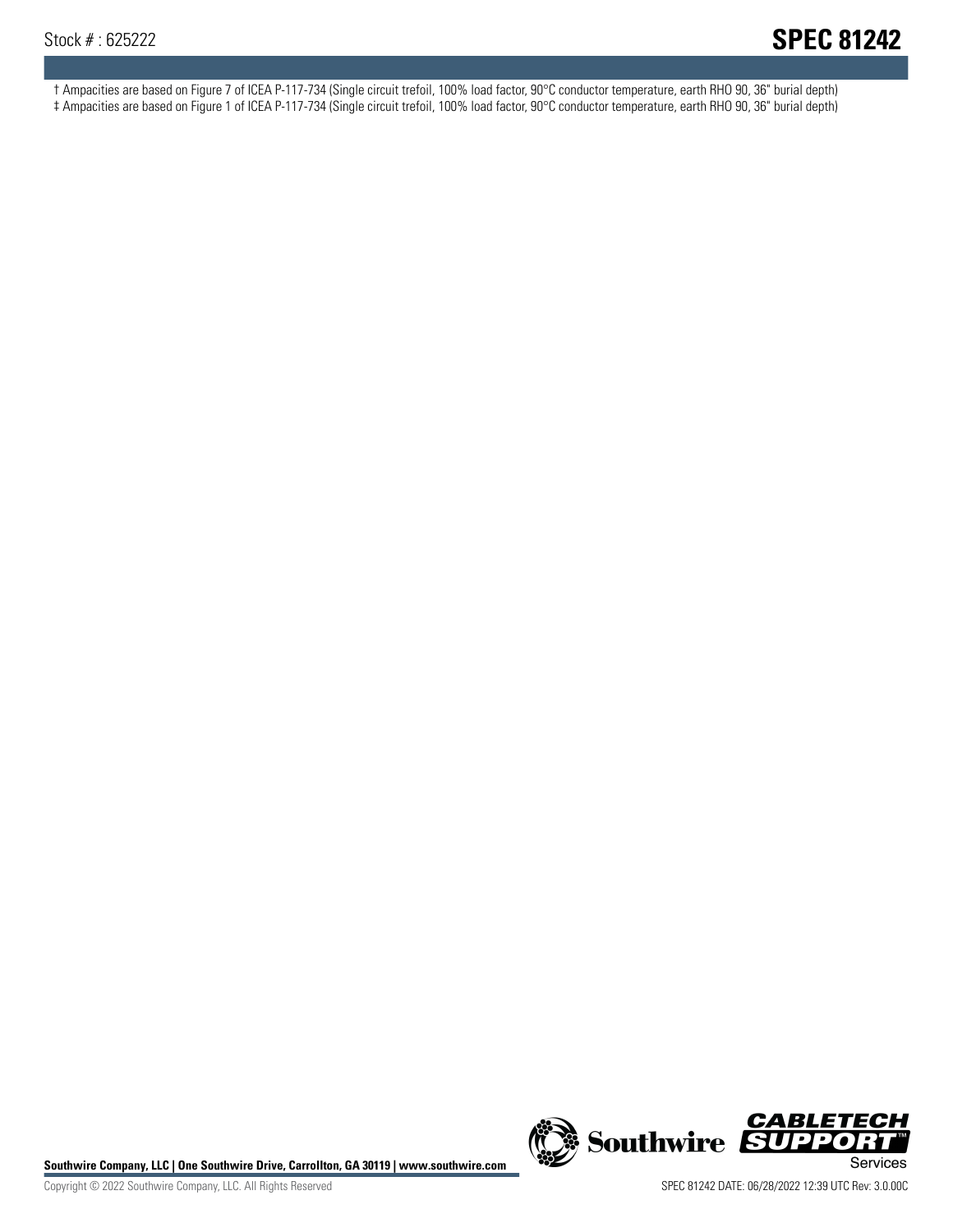† Ampacities are based on Figure 7 of ICEA P-117-734 (Single circuit trefoil, 100% load factor, 90°C conductor temperature, earth RHO 90, 36" burial depth)

‡ Ampacities are based on Figure 1 of ICEA P-117-734 (Single circuit trefoil, 100% load factor, 90°C conductor temperature, earth RHO 90, 36" burial depth)